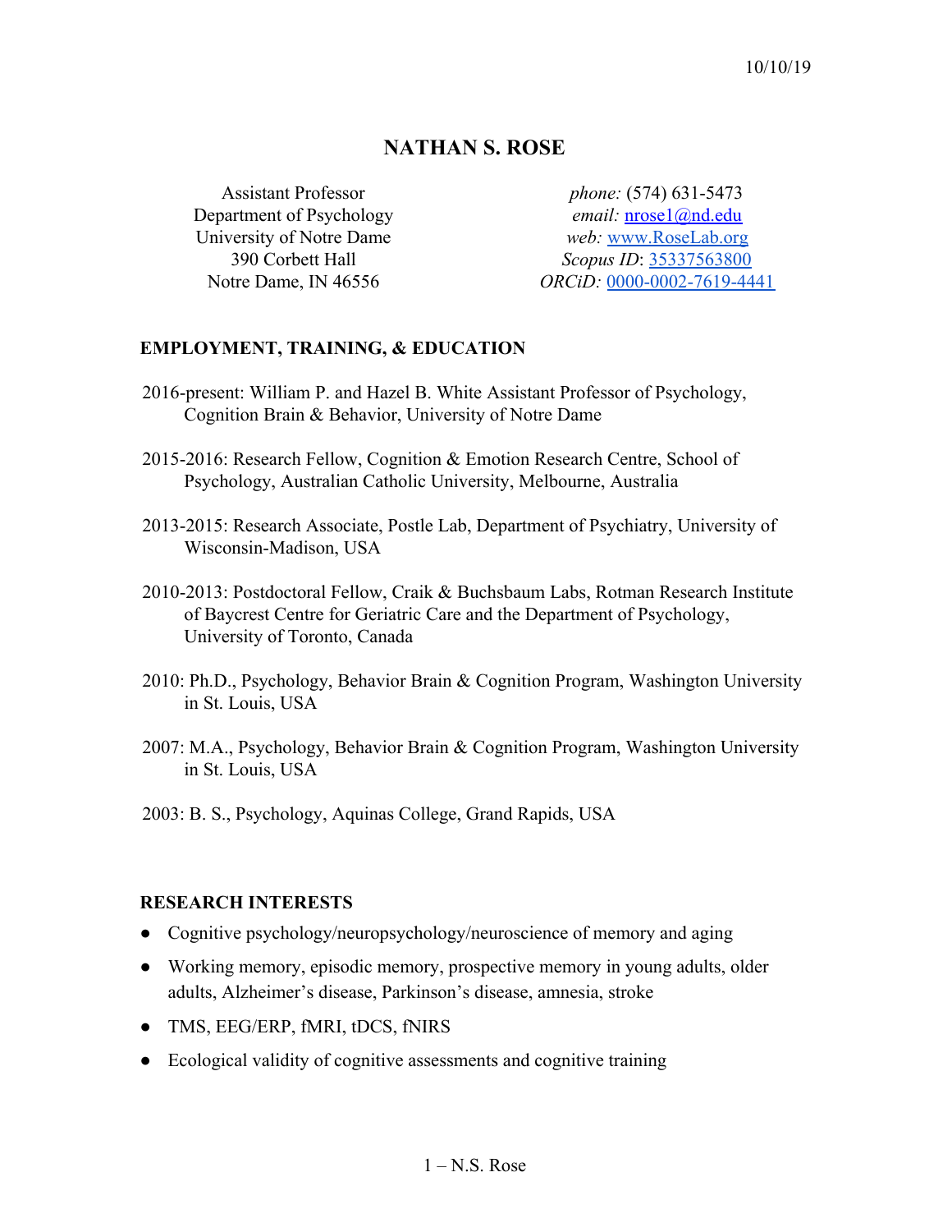10/10/19

# NATHAN S. ROSE

Assistant Professor
Department of Psychology
University of Notre Dame
390 Corbett Hall
Notre Dame, IN 46556

*phone:* (574) 631-5473
*email:* nrose1@nd.edu
*web:* www.RoseLab.org
*Scopus ID*: 35337563800
*ORCiD:* 0000-0002-7619-4441

## EMPLOYMENT, TRAINING, & EDUCATION

2016-present: William P. and Hazel B. White Assistant Professor of Psychology, Cognition Brain & Behavior, University of Notre Dame

2015-2016: Research Fellow, Cognition & Emotion Research Centre, School of Psychology, Australian Catholic University, Melbourne, Australia

2013-2015: Research Associate, Postle Lab, Department of Psychiatry, University of Wisconsin-Madison, USA

2010-2013: Postdoctoral Fellow, Craik & Buchsbaum Labs, Rotman Research Institute of Baycrest Centre for Geriatric Care and the Department of Psychology, University of Toronto, Canada

2010: Ph.D., Psychology, Behavior Brain & Cognition Program, Washington University in St. Louis, USA

2007: M.A., Psychology, Behavior Brain & Cognition Program, Washington University in St. Louis, USA

2003: B. S., Psychology, Aquinas College, Grand Rapids, USA

## RESEARCH INTERESTS

- Cognitive psychology/neuropsychology/neuroscience of memory and aging
- Working memory, episodic memory, prospective memory in young adults, older adults, Alzheimer's disease, Parkinson's disease, amnesia, stroke
- TMS, EEG/ERP, fMRI, tDCS, fNIRS
- Ecological validity of cognitive assessments and cognitive training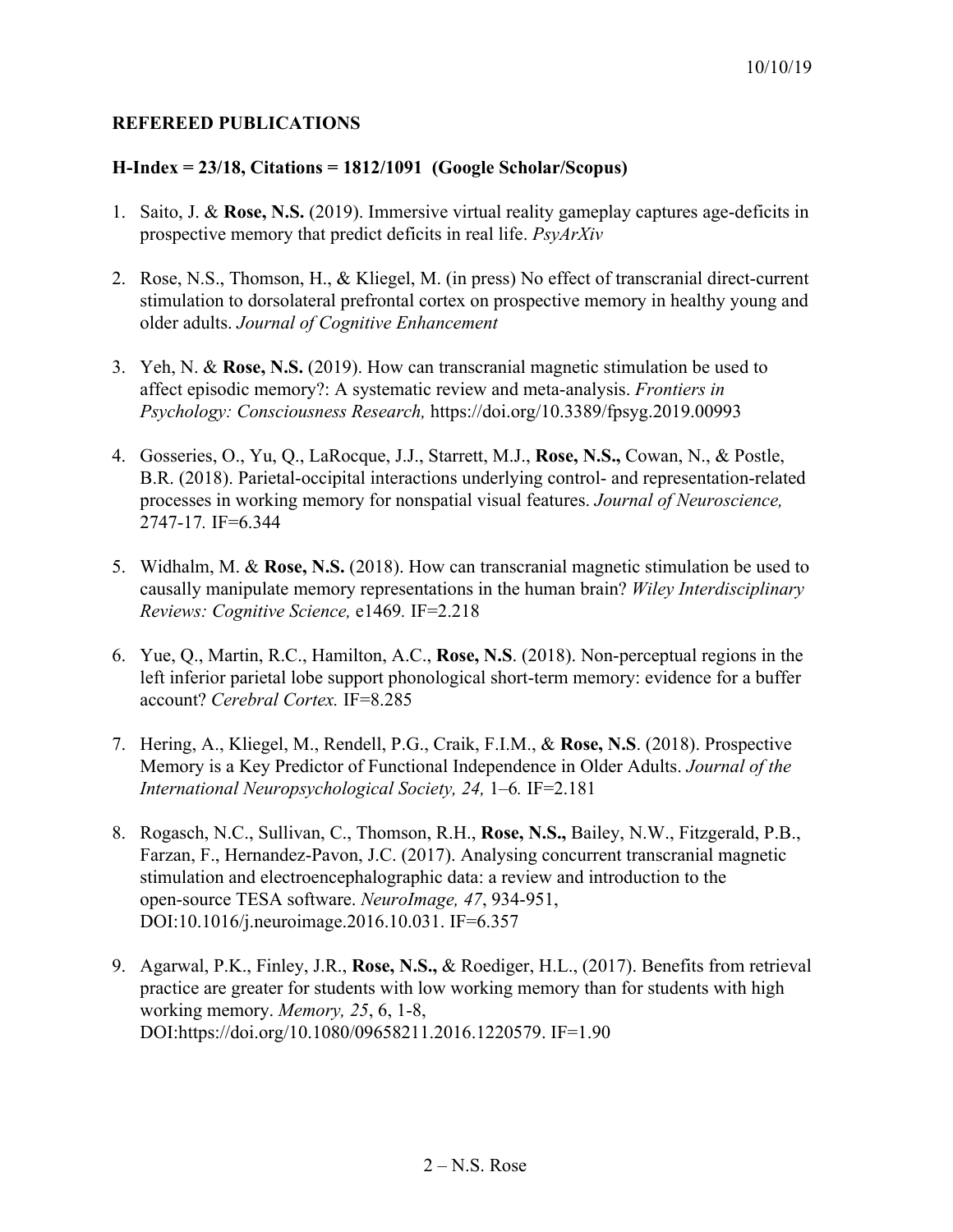## REFEREED PUBLICATIONS

**H-Index = 23/18, Citations = 1812/1091 (Google Scholar/Scopus)**

1. Saito, J. & **Rose, N.S.** (2019). Immersive virtual reality gameplay captures age-deficits in prospective memory that predict deficits in real life. *PsyArXiv*

2. Rose, N.S., Thomson, H., & Kliegel, M. (in press) No effect of transcranial direct-current stimulation to dorsolateral prefrontal cortex on prospective memory in healthy young and older adults. *Journal of Cognitive Enhancement*

3. Yeh, N. & **Rose, N.S.** (2019). How can transcranial magnetic stimulation be used to affect episodic memory?: A systematic review and meta-analysis. *Frontiers in Psychology: Consciousness Research,* https://doi.org/10.3389/fpsyg.2019.00993

4. Gosseries, O., Yu, Q., LaRocque, J.J., Starrett, M.J., **Rose, N.S.,** Cowan, N., & Postle, B.R. (2018). Parietal-occipital interactions underlying control- and representation-related processes in working memory for nonspatial visual features. *Journal of Neuroscience,* 2747-17*.* IF=6.344

5. Widhalm, M. & **Rose, N.S.** (2018). How can transcranial magnetic stimulation be used to causally manipulate memory representations in the human brain? *Wiley Interdisciplinary Reviews: Cognitive Science,* e1469*.* IF=2.218

6. Yue, Q., Martin, R.C., Hamilton, A.C., **Rose, N.S**. (2018). Non-perceptual regions in the left inferior parietal lobe support phonological short-term memory: evidence for a buffer account? *Cerebral Cortex.* IF=8.285

7. Hering, A., Kliegel, M., Rendell, P.G., Craik, F.I.M., & **Rose, N.S**. (2018). Prospective Memory is a Key Predictor of Functional Independence in Older Adults. *Journal of the International Neuropsychological Society, 24,* 1–6*.* IF=2.181

8. Rogasch, N.C., Sullivan, C., Thomson, R.H., **Rose, N.S.,** Bailey, N.W., Fitzgerald, P.B., Farzan, F., Hernandez-Pavon, J.C. (2017). Analysing concurrent transcranial magnetic stimulation and electroencephalographic data: a review and introduction to the open-source TESA software. *NeuroImage, 47*, 934-951, DOI:10.1016/j.neuroimage.2016.10.031. IF=6.357

9. Agarwal, P.K., Finley, J.R., **Rose, N.S.,** & Roediger, H.L., (2017). Benefits from retrieval practice are greater for students with low working memory than for students with high working memory. *Memory, 25*, 6, 1-8, DOI:https://doi.org/10.1080/09658211.2016.1220579. IF=1.90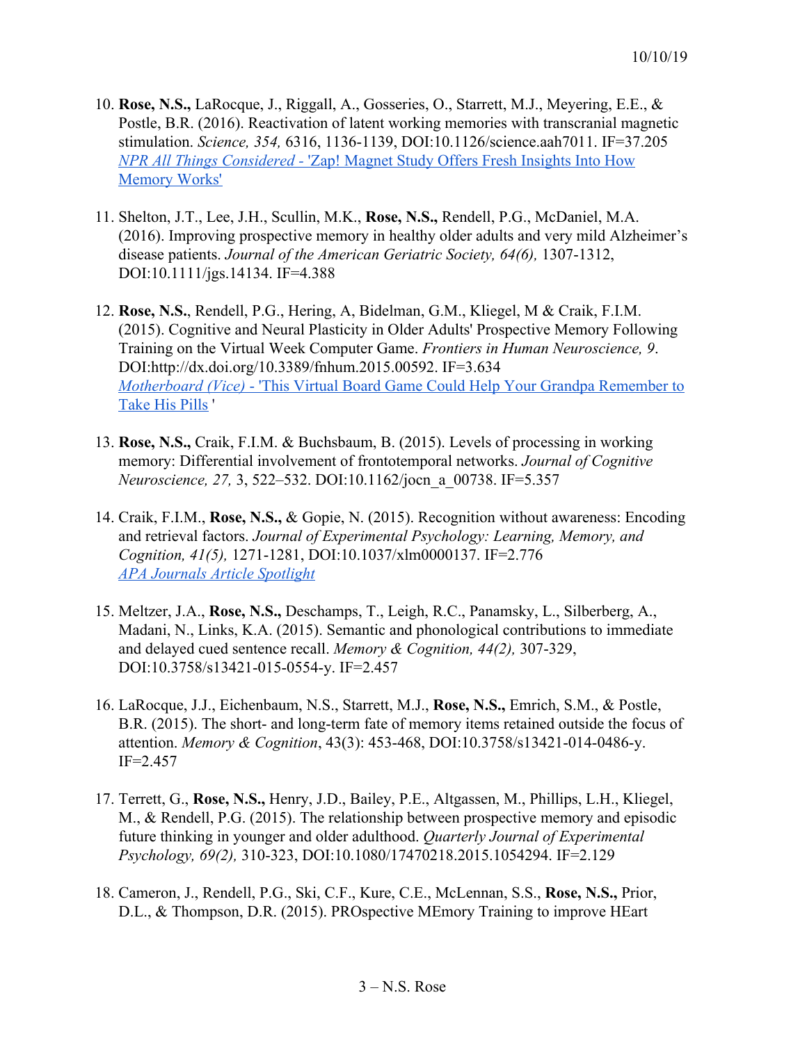10. **Rose, N.S.,** LaRocque, J., Riggall, A., Gosseries, O., Starrett, M.J., Meyering, E.E., & Postle, B.R. (2016). Reactivation of latent working memories with transcranial magnetic stimulation. *Science, 354,* 6316, 1136-1139, DOI:10.1126/science.aah7011. IF=37.205
    *NPR All Things Considered* - 'Zap! Magnet Study Offers Fresh Insights Into How Memory Works'

11. Shelton, J.T., Lee, J.H., Scullin, M.K., **Rose, N.S.,** Rendell, P.G., McDaniel, M.A. (2016). Improving prospective memory in healthy older adults and very mild Alzheimer's disease patients. *Journal of the American Geriatric Society, 64(6),* 1307-1312, DOI:10.1111/jgs.14134. IF=4.388

12. **Rose, N.S.**, Rendell, P.G., Hering, A, Bidelman, G.M., Kliegel, M & Craik, F.I.M. (2015). Cognitive and Neural Plasticity in Older Adults' Prospective Memory Following Training on the Virtual Week Computer Game. *Frontiers in Human Neuroscience, 9*. DOI:http://dx.doi.org/10.3389/fnhum.2015.00592. IF=3.634
    *Motherboard (Vice)* - 'This Virtual Board Game Could Help Your Grandpa Remember to Take His Pills '

13. **Rose, N.S.,** Craik, F.I.M. & Buchsbaum, B. (2015). Levels of processing in working memory: Differential involvement of frontotemporal networks. *Journal of Cognitive Neuroscience, 27,* 3, 522–532. DOI:10.1162/jocn_a_00738. IF=5.357

14. Craik, F.I.M., **Rose, N.S.,** & Gopie, N. (2015). Recognition without awareness: Encoding and retrieval factors. *Journal of Experimental Psychology: Learning, Memory, and Cognition, 41(5),* 1271-1281, DOI:10.1037/xlm0000137. IF=2.776
    *APA Journals Article Spotlight*

15. Meltzer, J.A., **Rose, N.S.,** Deschamps, T., Leigh, R.C., Panamsky, L., Silberberg, A., Madani, N., Links, K.A. (2015). Semantic and phonological contributions to immediate and delayed cued sentence recall. *Memory & Cognition, 44(2),* 307-329, DOI:10.3758/s13421-015-0554-y. IF=2.457

16. LaRocque, J.J., Eichenbaum, N.S., Starrett, M.J., **Rose, N.S.,** Emrich, S.M., & Postle, B.R. (2015). The short- and long-term fate of memory items retained outside the focus of attention. *Memory & Cognition*, 43(3): 453-468, DOI:10.3758/s13421-014-0486-y. IF=2.457

17. Terrett, G., **Rose, N.S.,** Henry, J.D., Bailey, P.E., Altgassen, M., Phillips, L.H., Kliegel, M., & Rendell, P.G (2015). The relationship between prospective memory and episodic future thinking in younger and older adulthood. *Quarterly Journal of Experimental Psychology, 69(2),* 310-323, DOI:10.1080/17470218.2015.1054294. IF=2.129

18. Cameron, J., Rendell, P.G., Ski, C.F., Kure, C.E., McLennan, S.S., **Rose, N.S.,** Prior, D.L., & Thompson, D.R. (2015). PROspective MEmory Training to improve HEart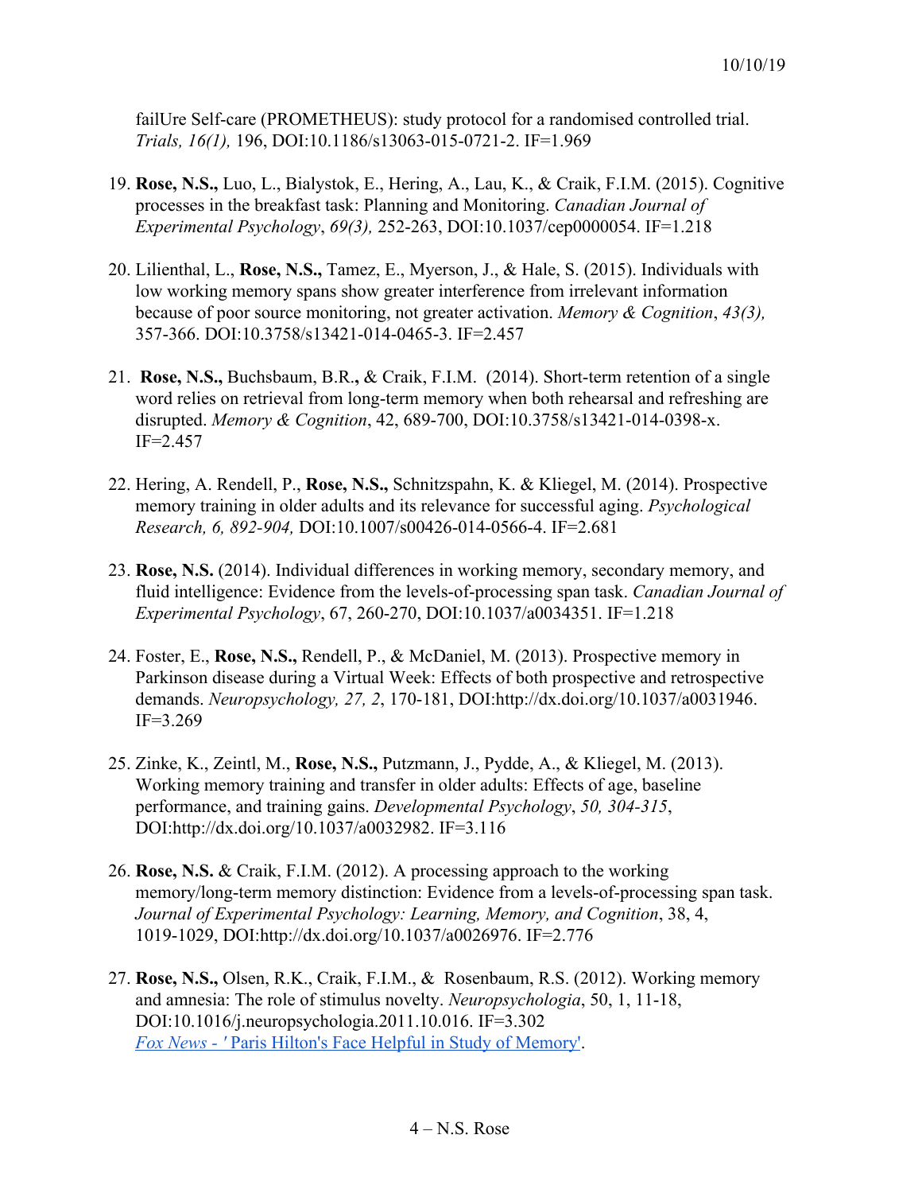failUre Self-care (PROMETHEUS): study protocol for a randomised controlled trial. *Trials, 16(1),* 196, DOI:10.1186/s13063-015-0721-2. IF=1.969

19. **Rose, N.S.,** Luo, L., Bialystok, E., Hering, A., Lau, K., & Craik, F.I.M. (2015). Cognitive processes in the breakfast task: Planning and Monitoring. *Canadian Journal of Experimental Psychology*, *69(3),* 252-263, DOI:10.1037/cep0000054. IF=1.218

20. Lilienthal, L., **Rose, N.S.,** Tamez, E., Myerson, J., & Hale, S. (2015). Individuals with low working memory spans show greater interference from irrelevant information because of poor source monitoring, not greater activation. *Memory & Cognition*, *43(3),* 357-366. DOI:10.3758/s13421-014-0465-3. IF=2.457

21. **Rose, N.S.,** Buchsbaum, B.R.**,** & Craik, F.I.M. (2014). Short-term retention of a single word relies on retrieval from long-term memory when both rehearsal and refreshing are disrupted. *Memory & Cognition*, 42, 689-700, DOI:10.3758/s13421-014-0398-x. IF=2.457

22. Hering, A. Rendell, P., **Rose, N.S.,** Schnitzspahn, K. & Kliegel, M. (2014). Prospective memory training in older adults and its relevance for successful aging. *Psychological Research, 6, 892-904,* DOI:10.1007/s00426-014-0566-4. IF=2.681

23. **Rose, N.S.** (2014). Individual differences in working memory, secondary memory, and fluid intelligence: Evidence from the levels-of-processing span task. *Canadian Journal of Experimental Psychology*, 67, 260-270, DOI:10.1037/a0034351. IF=1.218

24. Foster, E., **Rose, N.S.,** Rendell, P., & McDaniel, M. (2013). Prospective memory in Parkinson disease during a Virtual Week: Effects of both prospective and retrospective demands. *Neuropsychology, 27, 2*, 170-181, DOI:http://dx.doi.org/10.1037/a0031946. IF=3.269

25. Zinke, K., Zeintl, M., **Rose, N.S.,** Putzmann, J., Pydde, A., & Kliegel, M. (2013). Working memory training and transfer in older adults: Effects of age, baseline performance, and training gains. *Developmental Psychology*, *50, 304-315*, DOI:http://dx.doi.org/10.1037/a0032982. IF=3.116

26. **Rose, N.S.** & Craik, F.I.M. (2012). A processing approach to the working memory/long-term memory distinction: Evidence from a levels-of-processing span task. *Journal of Experimental Psychology: Learning, Memory, and Cognition*, 38, 4, 1019-1029, DOI:http://dx.doi.org/10.1037/a0026976. IF=2.776

27. **Rose, N.S.,** Olsen, R.K., Craik, F.I.M., & Rosenbaum, R.S. (2012). Working memory and amnesia: The role of stimulus novelty. *Neuropsychologia*, 50, 1, 11-18, DOI:10.1016/j.neuropsychologia.2011.10.016. IF=3.302
    *Fox News - '* Paris Hilton's Face Helpful in Study of Memory'.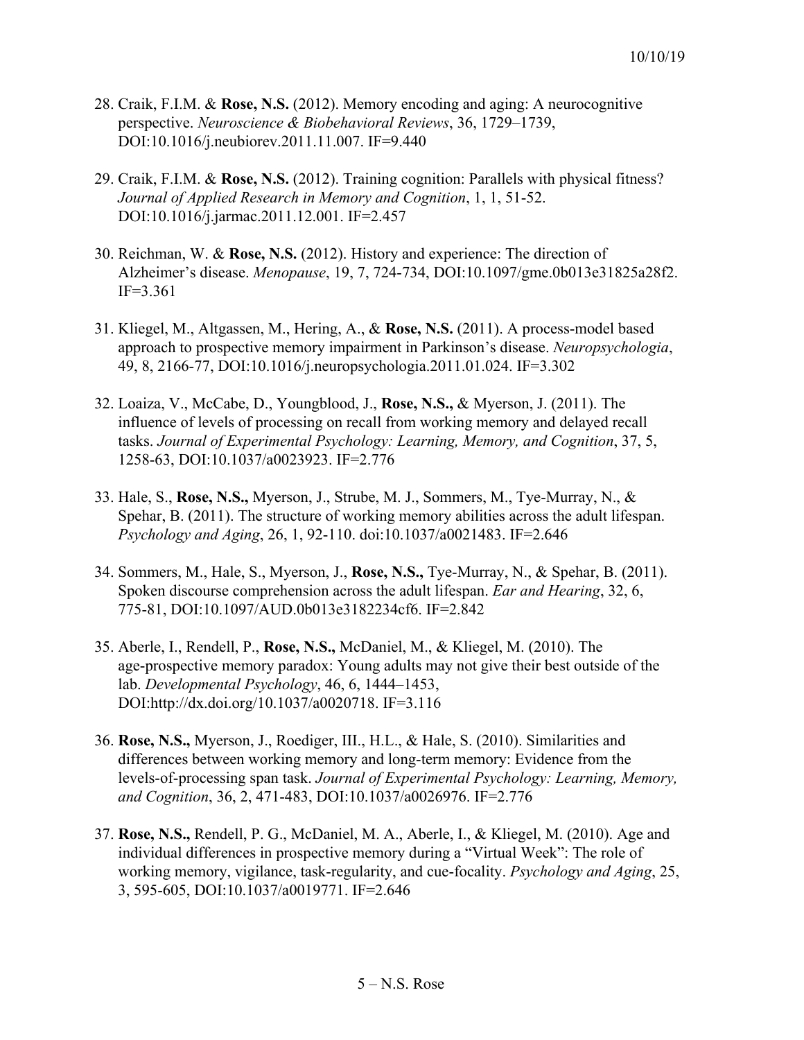28. Craik, F.I.M. & **Rose, N.S.** (2012). Memory encoding and aging: A neurocognitive perspective. *Neuroscience & Biobehavioral Reviews*, 36, 1729–1739, DOI:10.1016/j.neubiorev.2011.11.007. IF=9.440

29. Craik, F.I.M. & **Rose, N.S.** (2012). Training cognition: Parallels with physical fitness? *Journal of Applied Research in Memory and Cognition*, 1, 1, 51-52. DOI:10.1016/j.jarmac.2011.12.001. IF=2.457

30. Reichman, W. & **Rose, N.S.** (2012). History and experience: The direction of Alzheimer's disease. *Menopause*, 19, 7, 724-734, DOI:10.1097/gme.0b013e31825a28f2. IF=3.361

31. Kliegel, M., Altgassen, M., Hering, A., & **Rose, N.S.** (2011). A process-model based approach to prospective memory impairment in Parkinson's disease. *Neuropsychologia*, 49, 8, 2166-77, DOI:10.1016/j.neuropsychologia.2011.01.024. IF=3.302

32. Loaiza, V., McCabe, D., Youngblood, J., **Rose, N.S.,** & Myerson, J. (2011). The influence of levels of processing on recall from working memory and delayed recall tasks. *Journal of Experimental Psychology: Learning, Memory, and Cognition*, 37, 5, 1258-63, DOI:10.1037/a0023923. IF=2.776

33. Hale, S., **Rose, N.S.,** Myerson, J., Strube, M. J., Sommers, M., Tye-Murray, N., & Spehar, B. (2011). The structure of working memory abilities across the adult lifespan. *Psychology and Aging*, 26, 1, 92-110. doi:10.1037/a0021483. IF=2.646

34. Sommers, M., Hale, S., Myerson, J., **Rose, N.S.,** Tye-Murray, N., & Spehar, B. (2011). Spoken discourse comprehension across the adult lifespan. *Ear and Hearing*, 32, 6, 775-81, DOI:10.1097/AUD.0b013e3182234cf6. IF=2.842

35. Aberle, I., Rendell, P., **Rose, N.S.,** McDaniel, M., & Kliegel, M. (2010). The age-prospective memory paradox: Young adults may not give their best outside of the lab. *Developmental Psychology*, 46, 6, 1444–1453, DOI:http://dx.doi.org/10.1037/a0020718. IF=3.116

36. **Rose, N.S.,** Myerson, J., Roediger, III., H.L., & Hale, S. (2010). Similarities and differences between working memory and long-term memory: Evidence from the levels-of-processing span task. *Journal of Experimental Psychology: Learning, Memory, and Cognition*, 36, 2, 471-483, DOI:10.1037/a0026976. IF=2.776

37. **Rose, N.S.,** Rendell, P. G., McDaniel, M. A., Aberle, I., & Kliegel, M. (2010). Age and individual differences in prospective memory during a "Virtual Week": The role of working memory, vigilance, task-regularity, and cue-focality. *Psychology and Aging*, 25, 3, 595-605, DOI:10.1037/a0019771. IF=2.646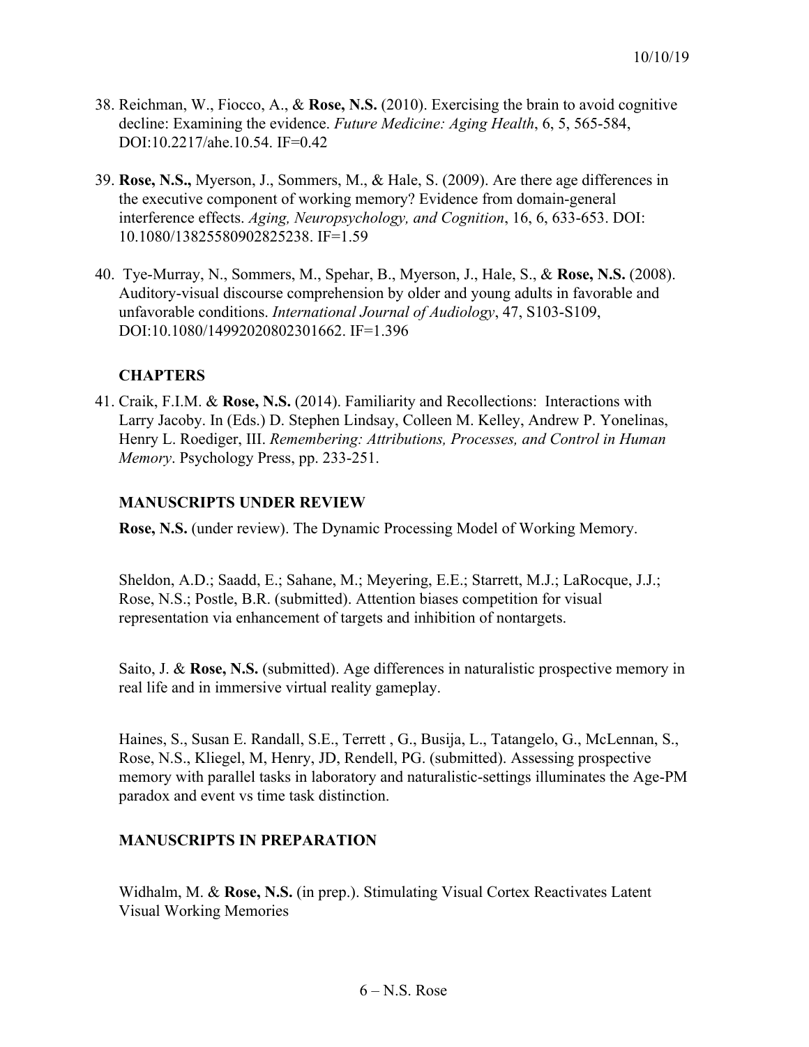38. Reichman, W., Fiocco, A., & **Rose, N.S.** (2010). Exercising the brain to avoid cognitive decline: Examining the evidence. *Future Medicine: Aging Health*, 6, 5, 565-584, DOI:10.2217/ahe.10.54. IF=0.42

39. **Rose, N.S.,** Myerson, J., Sommers, M., & Hale, S. (2009). Are there age differences in the executive component of working memory? Evidence from domain-general interference effects. *Aging, Neuropsychology, and Cognition*, 16, 6, 633-653. DOI: 10.1080/13825580902825238. IF=1.59

40. Tye-Murray, N., Sommers, M., Spehar, B., Myerson, J., Hale, S., & **Rose, N.S.** (2008). Auditory-visual discourse comprehension by older and young adults in favorable and unfavorable conditions. *International Journal of Audiology*, 47, S103-S109, DOI:10.1080/14992020802301662. IF=1.396

### CHAPTERS

41. Craik, F.I.M. & **Rose, N.S.** (2014). Familiarity and Recollections: Interactions with Larry Jacoby. In (Eds.) D. Stephen Lindsay, Colleen M. Kelley, Andrew P. Yonelinas, Henry L. Roediger, III. *Remembering: Attributions, Processes, and Control in Human Memory*. Psychology Press, pp. 233-251.

### MANUSCRIPTS UNDER REVIEW

**Rose, N.S.** (under review). The Dynamic Processing Model of Working Memory.

Sheldon, A.D.; Saadd, E.; Sahane, M.; Meyering, E.E.; Starrett, M.J.; LaRocque, J.J.; Rose, N.S.; Postle, B.R. (submitted). Attention biases competition for visual representation via enhancement of targets and inhibition of nontargets.

Saito, J. & **Rose, N.S.** (submitted). Age differences in naturalistic prospective memory in real life and in immersive virtual reality gameplay.

Haines, S., Susan E. Randall, S.E., Terrett , G., Busija, L., Tatangelo, G., McLennan, S., Rose, N.S., Kliegel, M, Henry, JD, Rendell, PG. (submitted). Assessing prospective memory with parallel tasks in laboratory and naturalistic-settings illuminates the Age-PM paradox and event vs time task distinction.

### MANUSCRIPTS IN PREPARATION

Widhalm, M. & **Rose, N.S.** (in prep.). Stimulating Visual Cortex Reactivates Latent Visual Working Memories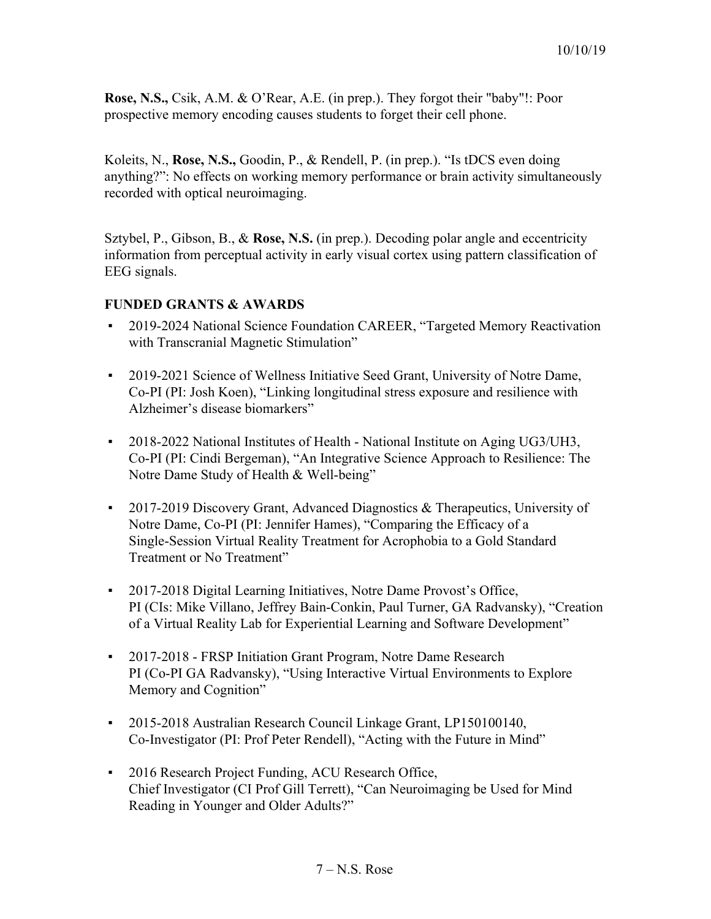**Rose, N.S.,** Csik, A.M. & O'Rear, A.E. (in prep.). They forgot their "baby"!: Poor prospective memory encoding causes students to forget their cell phone.

Koleits, N., **Rose, N.S.,** Goodin, P., & Rendell, P. (in prep.). "Is tDCS even doing anything?": No effects on working memory performance or brain activity simultaneously recorded with optical neuroimaging.

Sztybel, P., Gibson, B., & **Rose, N.S.** (in prep.). Decoding polar angle and eccentricity information from perceptual activity in early visual cortex using pattern classification of EEG signals.

## FUNDED GRANTS & AWARDS

- 2019-2024 National Science Foundation CAREER, "Targeted Memory Reactivation with Transcranial Magnetic Stimulation"

- 2019-2021 Science of Wellness Initiative Seed Grant, University of Notre Dame, Co-PI (PI: Josh Koen), "Linking longitudinal stress exposure and resilience with Alzheimer's disease biomarkers"

- 2018-2022 National Institutes of Health - National Institute on Aging UG3/UH3, Co-PI (PI: Cindi Bergeman), "An Integrative Science Approach to Resilience: The Notre Dame Study of Health & Well-being"

- 2017-2019 Discovery Grant, Advanced Diagnostics & Therapeutics, University of Notre Dame, Co-PI (PI: Jennifer Hames), "Comparing the Efficacy of a Single-Session Virtual Reality Treatment for Acrophobia to a Gold Standard Treatment or No Treatment"

- 2017-2018 Digital Learning Initiatives, Notre Dame Provost's Office, PI (CIs: Mike Villano, Jeffrey Bain-Conkin, Paul Turner, GA Radvansky), "Creation of a Virtual Reality Lab for Experiential Learning and Software Development"

- 2017-2018 - FRSP Initiation Grant Program, Notre Dame Research PI (Co-PI GA Radvansky), "Using Interactive Virtual Environments to Explore Memory and Cognition"

- 2015-2018 Australian Research Council Linkage Grant, LP150100140, Co-Investigator (PI: Prof Peter Rendell), "Acting with the Future in Mind"

- 2016 Research Project Funding, ACU Research Office, Chief Investigator (CI Prof Gill Terrett), "Can Neuroimaging be Used for Mind Reading in Younger and Older Adults?"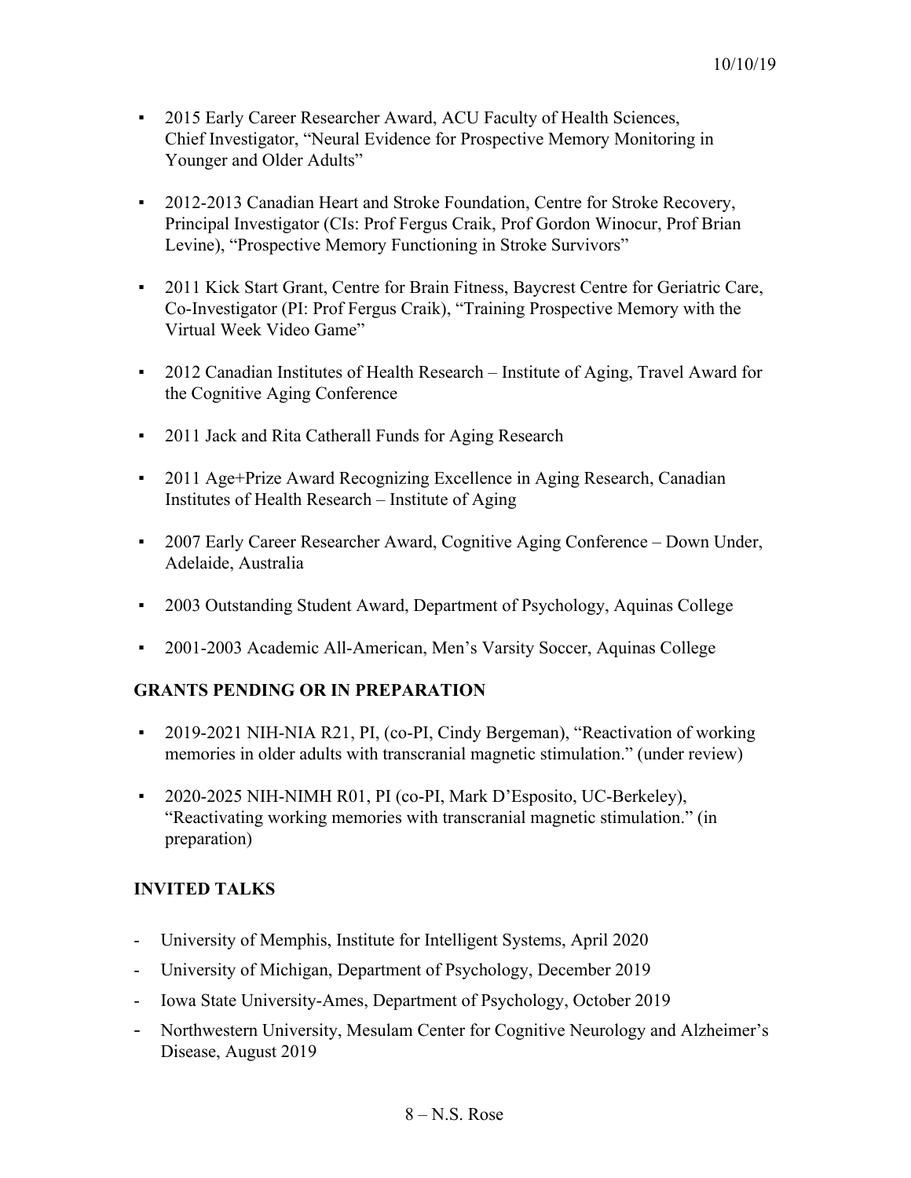- 2015 Early Career Researcher Award, ACU Faculty of Health Sciences, Chief Investigator, "Neural Evidence for Prospective Memory Monitoring in Younger and Older Adults"
- 2012-2013 Canadian Heart and Stroke Foundation, Centre for Stroke Recovery, Principal Investigator (CIs: Prof Fergus Craik, Prof Gordon Winocur, Prof Brian Levine), "Prospective Memory Functioning in Stroke Survivors"
- 2011 Kick Start Grant, Centre for Brain Fitness, Baycrest Centre for Geriatric Care, Co-Investigator (PI: Prof Fergus Craik), "Training Prospective Memory with the Virtual Week Video Game"
- 2012 Canadian Institutes of Health Research – Institute of Aging, Travel Award for the Cognitive Aging Conference
- 2011 Jack and Rita Catherall Funds for Aging Research
- 2011 Age+Prize Award Recognizing Excellence in Aging Research, Canadian Institutes of Health Research – Institute of Aging
- 2007 Early Career Researcher Award, Cognitive Aging Conference – Down Under, Adelaide, Australia
- 2003 Outstanding Student Award, Department of Psychology, Aquinas College
- 2001-2003 Academic All-American, Men's Varsity Soccer, Aquinas College

## GRANTS PENDING OR IN PREPARATION

- 2019-2021 NIH-NIA R21, PI, (co-PI, Cindy Bergeman), "Reactivation of working memories in older adults with transcranial magnetic stimulation." (under review)
- 2020-2025 NIH-NIMH R01, PI (co-PI, Mark D'Esposito, UC-Berkeley), "Reactivating working memories with transcranial magnetic stimulation." (in preparation)

## INVITED TALKS

- University of Memphis, Institute for Intelligent Systems, April 2020
- University of Michigan, Department of Psychology, December 2019
- Iowa State University-Ames, Department of Psychology, October 2019
- Northwestern University, Mesulam Center for Cognitive Neurology and Alzheimer's Disease, August 2019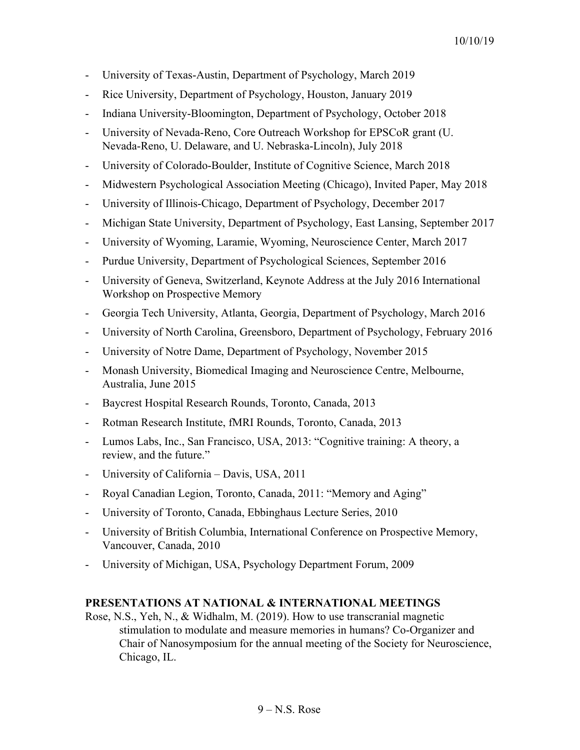- University of Texas-Austin, Department of Psychology, March 2019
- Rice University, Department of Psychology, Houston, January 2019
- Indiana University-Bloomington, Department of Psychology, October 2018
- University of Nevada-Reno, Core Outreach Workshop for EPSCoR grant (U. Nevada-Reno, U. Delaware, and U. Nebraska-Lincoln), July 2018
- University of Colorado-Boulder, Institute of Cognitive Science, March 2018
- Midwestern Psychological Association Meeting (Chicago), Invited Paper, May 2018
- University of Illinois-Chicago, Department of Psychology, December 2017
- Michigan State University, Department of Psychology, East Lansing, September 2017
- University of Wyoming, Laramie, Wyoming, Neuroscience Center, March 2017
- Purdue University, Department of Psychological Sciences, September 2016
- University of Geneva, Switzerland, Keynote Address at the July 2016 International Workshop on Prospective Memory
- Georgia Tech University, Atlanta, Georgia, Department of Psychology, March 2016
- University of North Carolina, Greensboro, Department of Psychology, February 2016
- University of Notre Dame, Department of Psychology, November 2015
- Monash University, Biomedical Imaging and Neuroscience Centre, Melbourne, Australia, June 2015
- Baycrest Hospital Research Rounds, Toronto, Canada, 2013
- Rotman Research Institute, fMRI Rounds, Toronto, Canada, 2013
- Lumos Labs, Inc., San Francisco, USA, 2013: "Cognitive training: A theory, a review, and the future."
- University of California – Davis, USA, 2011
- Royal Canadian Legion, Toronto, Canada, 2011: "Memory and Aging"
- University of Toronto, Canada, Ebbinghaus Lecture Series, 2010
- University of British Columbia, International Conference on Prospective Memory, Vancouver, Canada, 2010
- University of Michigan, USA, Psychology Department Forum, 2009

**PRESENTATIONS AT NATIONAL & INTERNATIONAL MEETINGS**

Rose, N.S., Yeh, N., & Widhalm, M. (2019). How to use transcranial magnetic stimulation to modulate and measure memories in humans? Co-Organizer and Chair of Nanosymposium for the annual meeting of the Society for Neuroscience, Chicago, IL.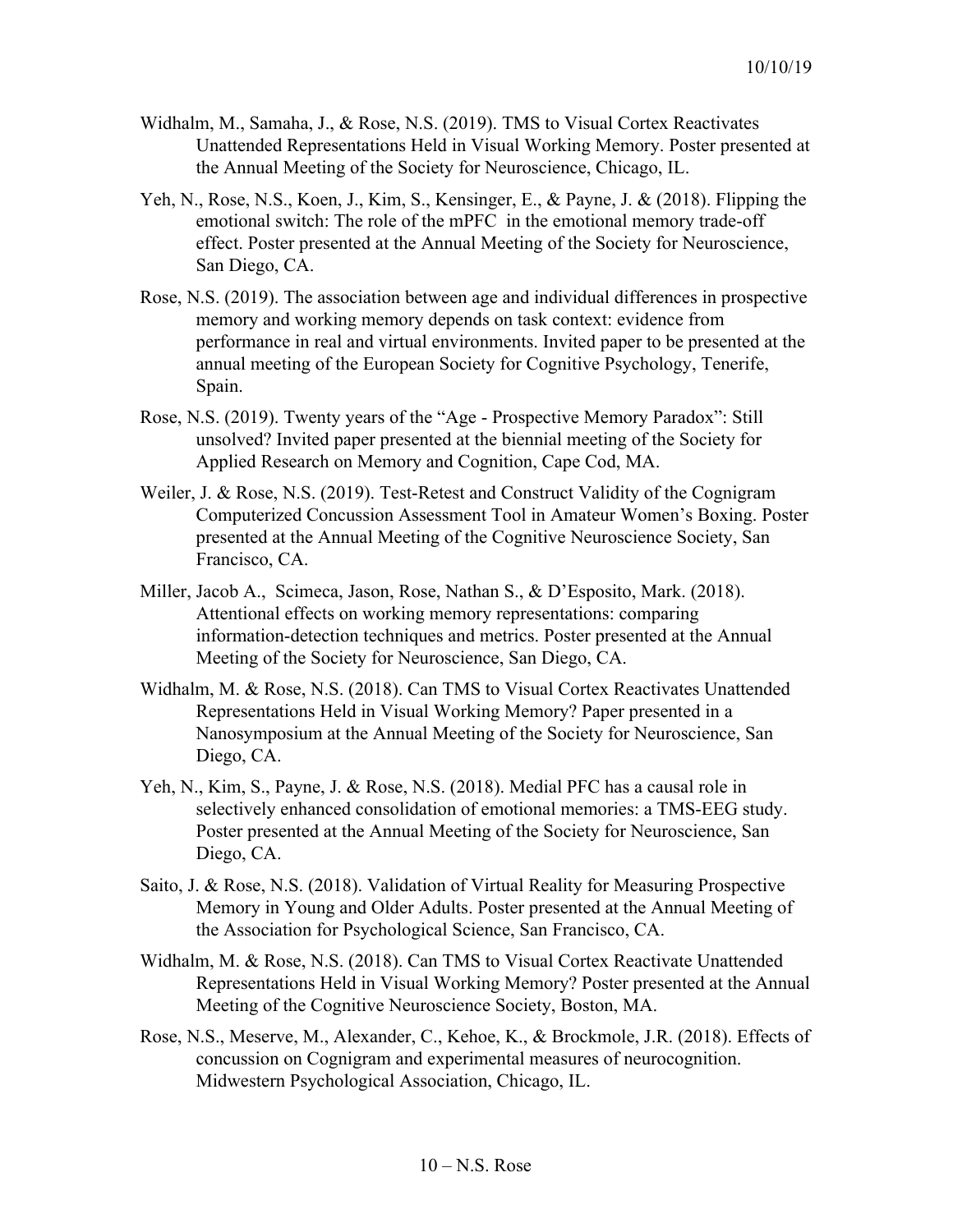Widhalm, M., Samaha, J., & Rose, N.S. (2019). TMS to Visual Cortex Reactivates Unattended Representations Held in Visual Working Memory. Poster presented at the Annual Meeting of the Society for Neuroscience, Chicago, IL.

Yeh, N., Rose, N.S., Koen, J., Kim, S., Kensinger, E., & Payne, J. & (2018). Flipping the emotional switch: The role of the mPFC in the emotional memory trade-off effect. Poster presented at the Annual Meeting of the Society for Neuroscience, San Diego, CA.

Rose, N.S. (2019). The association between age and individual differences in prospective memory and working memory depends on task context: evidence from performance in real and virtual environments. Invited paper to be presented at the annual meeting of the European Society for Cognitive Psychology, Tenerife, Spain.

Rose, N.S. (2019). Twenty years of the "Age - Prospective Memory Paradox": Still unsolved? Invited paper presented at the biennial meeting of the Society for Applied Research on Memory and Cognition, Cape Cod, MA.

Weiler, J. & Rose, N.S. (2019). Test-Retest and Construct Validity of the Cognigram Computerized Concussion Assessment Tool in Amateur Women's Boxing. Poster presented at the Annual Meeting of the Cognitive Neuroscience Society, San Francisco, CA.

Miller, Jacob A., Scimeca, Jason, Rose, Nathan S., & D'Esposito, Mark. (2018). Attentional effects on working memory representations: comparing information-detection techniques and metrics. Poster presented at the Annual Meeting of the Society for Neuroscience, San Diego, CA.

Widhalm, M. & Rose, N.S. (2018). Can TMS to Visual Cortex Reactivates Unattended Representations Held in Visual Working Memory? Paper presented in a Nanosymposium at the Annual Meeting of the Society for Neuroscience, San Diego, CA.

Yeh, N., Kim, S., Payne, J. & Rose, N.S. (2018). Medial PFC has a causal role in selectively enhanced consolidation of emotional memories: a TMS-EEG study. Poster presented at the Annual Meeting of the Society for Neuroscience, San Diego, CA.

Saito, J. & Rose, N.S. (2018). Validation of Virtual Reality for Measuring Prospective Memory in Young and Older Adults. Poster presented at the Annual Meeting of the Association for Psychological Science, San Francisco, CA.

Widhalm, M. & Rose, N.S. (2018). Can TMS to Visual Cortex Reactivate Unattended Representations Held in Visual Working Memory? Poster presented at the Annual Meeting of the Cognitive Neuroscience Society, Boston, MA.

Rose, N.S., Meserve, M., Alexander, C., Kehoe, K., & Brockmole, J.R. (2018). Effects of concussion on Cognigram and experimental measures of neurocognition. Midwestern Psychological Association, Chicago, IL.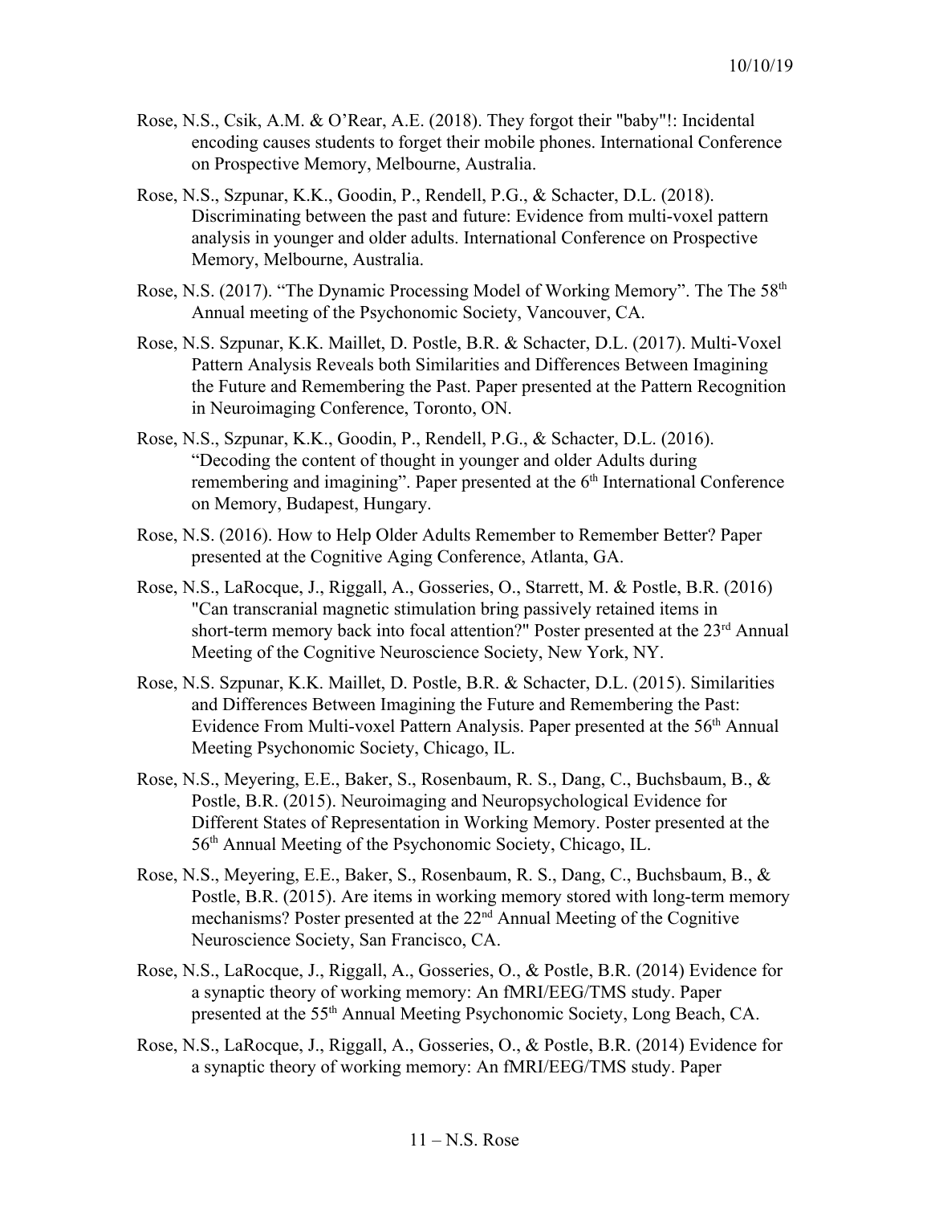Rose, N.S., Csik, A.M. & O'Rear, A.E. (2018). They forgot their "baby"!: Incidental encoding causes students to forget their mobile phones. International Conference on Prospective Memory, Melbourne, Australia.

Rose, N.S., Szpunar, K.K., Goodin, P., Rendell, P.G., & Schacter, D.L. (2018). Discriminating between the past and future: Evidence from multi-voxel pattern analysis in younger and older adults. International Conference on Prospective Memory, Melbourne, Australia.

Rose, N.S. (2017). "The Dynamic Processing Model of Working Memory". The The 58th Annual meeting of the Psychonomic Society, Vancouver, CA.

Rose, N.S. Szpunar, K.K. Maillet, D. Postle, B.R. & Schacter, D.L. (2017). Multi-Voxel Pattern Analysis Reveals both Similarities and Differences Between Imagining the Future and Remembering the Past. Paper presented at the Pattern Recognition in Neuroimaging Conference, Toronto, ON.

Rose, N.S., Szpunar, K.K., Goodin, P., Rendell, P.G., & Schacter, D.L. (2016). "Decoding the content of thought in younger and older Adults during remembering and imagining". Paper presented at the 6th International Conference on Memory, Budapest, Hungary.

Rose, N.S. (2016). How to Help Older Adults Remember to Remember Better? Paper presented at the Cognitive Aging Conference, Atlanta, GA.

Rose, N.S., LaRocque, J., Riggall, A., Gosseries, O., Starrett, M. & Postle, B.R. (2016) "Can transcranial magnetic stimulation bring passively retained items in short-term memory back into focal attention?" Poster presented at the 23rd Annual Meeting of the Cognitive Neuroscience Society, New York, NY.

Rose, N.S. Szpunar, K.K. Maillet, D. Postle, B.R. & Schacter, D.L. (2015). Similarities and Differences Between Imagining the Future and Remembering the Past: Evidence From Multi-voxel Pattern Analysis. Paper presented at the 56th Annual Meeting Psychonomic Society, Chicago, IL.

Rose, N.S., Meyering, E.E., Baker, S., Rosenbaum, R. S., Dang, C., Buchsbaum, B., & Postle, B.R. (2015). Neuroimaging and Neuropsychological Evidence for Different States of Representation in Working Memory. Poster presented at the 56th Annual Meeting of the Psychonomic Society, Chicago, IL.

Rose, N.S., Meyering, E.E., Baker, S., Rosenbaum, R. S., Dang, C., Buchsbaum, B., & Postle, B.R. (2015). Are items in working memory stored with long-term memory mechanisms? Poster presented at the 22nd Annual Meeting of the Cognitive Neuroscience Society, San Francisco, CA.

Rose, N.S., LaRocque, J., Riggall, A., Gosseries, O., & Postle, B.R. (2014) Evidence for a synaptic theory of working memory: An fMRI/EEG/TMS study. Paper presented at the 55th Annual Meeting Psychonomic Society, Long Beach, CA.

Rose, N.S., LaRocque, J., Riggall, A., Gosseries, O., & Postle, B.R. (2014) Evidence for a synaptic theory of working memory: An fMRI/EEG/TMS study. Paper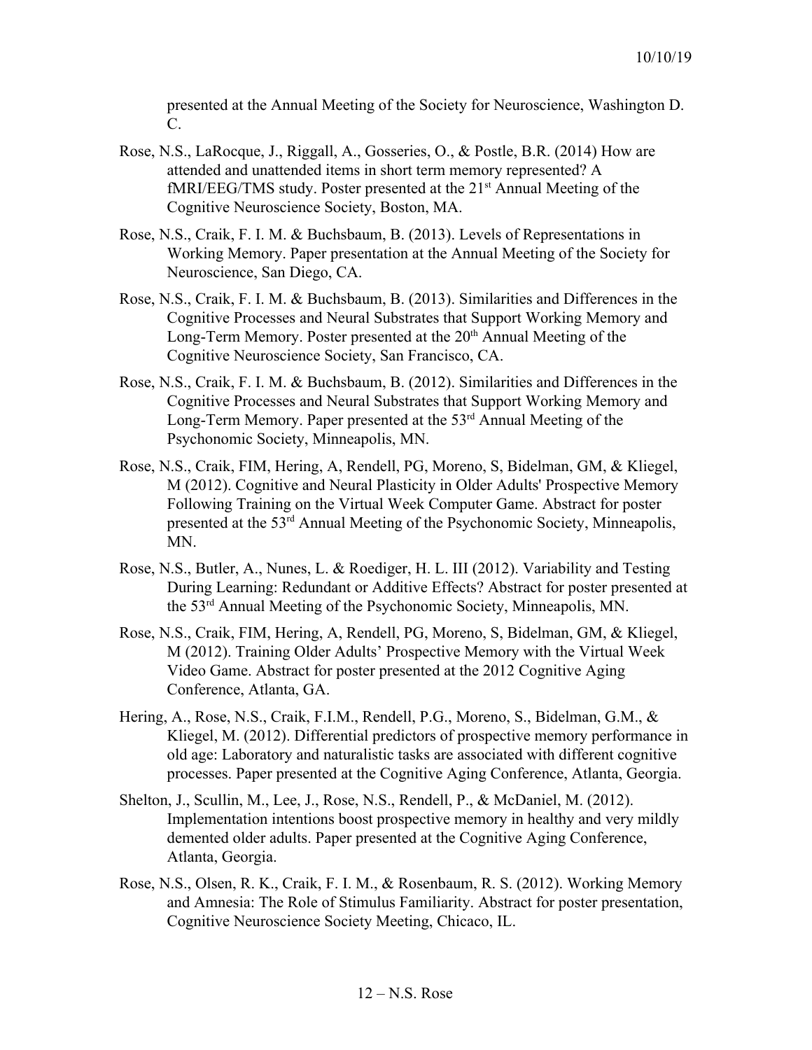presented at the Annual Meeting of the Society for Neuroscience, Washington D. C.

Rose, N.S., LaRocque, J., Riggall, A., Gosseries, O., & Postle, B.R. (2014) How are attended and unattended items in short term memory represented? A fMRI/EEG/TMS study. Poster presented at the 21st Annual Meeting of the Cognitive Neuroscience Society, Boston, MA.

Rose, N.S., Craik, F. I. M. & Buchsbaum, B. (2013). Levels of Representations in Working Memory. Paper presentation at the Annual Meeting of the Society for Neuroscience, San Diego, CA.

Rose, N.S., Craik, F. I. M. & Buchsbaum, B. (2013). Similarities and Differences in the Cognitive Processes and Neural Substrates that Support Working Memory and Long-Term Memory. Poster presented at the 20th Annual Meeting of the Cognitive Neuroscience Society, San Francisco, CA.

Rose, N.S., Craik, F. I. M. & Buchsbaum, B. (2012). Similarities and Differences in the Cognitive Processes and Neural Substrates that Support Working Memory and Long-Term Memory. Paper presented at the 53rd Annual Meeting of the Psychonomic Society, Minneapolis, MN.

Rose, N.S., Craik, FIM, Hering, A, Rendell, PG, Moreno, S, Bidelman, GM, & Kliegel, M (2012). Cognitive and Neural Plasticity in Older Adults' Prospective Memory Following Training on the Virtual Week Computer Game. Abstract for poster presented at the 53rd Annual Meeting of the Psychonomic Society, Minneapolis, MN.

Rose, N.S., Butler, A., Nunes, L. & Roediger, H. L. III (2012). Variability and Testing During Learning: Redundant or Additive Effects? Abstract for poster presented at the 53rd Annual Meeting of the Psychonomic Society, Minneapolis, MN.

Rose, N.S., Craik, FIM, Hering, A, Rendell, PG, Moreno, S, Bidelman, GM, & Kliegel, M (2012). Training Older Adults' Prospective Memory with the Virtual Week Video Game. Abstract for poster presented at the 2012 Cognitive Aging Conference, Atlanta, GA.

Hering, A., Rose, N.S., Craik, F.I.M., Rendell, P.G., Moreno, S., Bidelman, G.M., & Kliegel, M. (2012). Differential predictors of prospective memory performance in old age: Laboratory and naturalistic tasks are associated with different cognitive processes. Paper presented at the Cognitive Aging Conference, Atlanta, Georgia.

Shelton, J., Scullin, M., Lee, J., Rose, N.S., Rendell, P., & McDaniel, M. (2012). Implementation intentions boost prospective memory in healthy and very mildly demented older adults. Paper presented at the Cognitive Aging Conference, Atlanta, Georgia.

Rose, N.S., Olsen, R. K., Craik, F. I. M., & Rosenbaum, R. S. (2012). Working Memory and Amnesia: The Role of Stimulus Familiarity. Abstract for poster presentation, Cognitive Neuroscience Society Meeting, Chicaco, IL.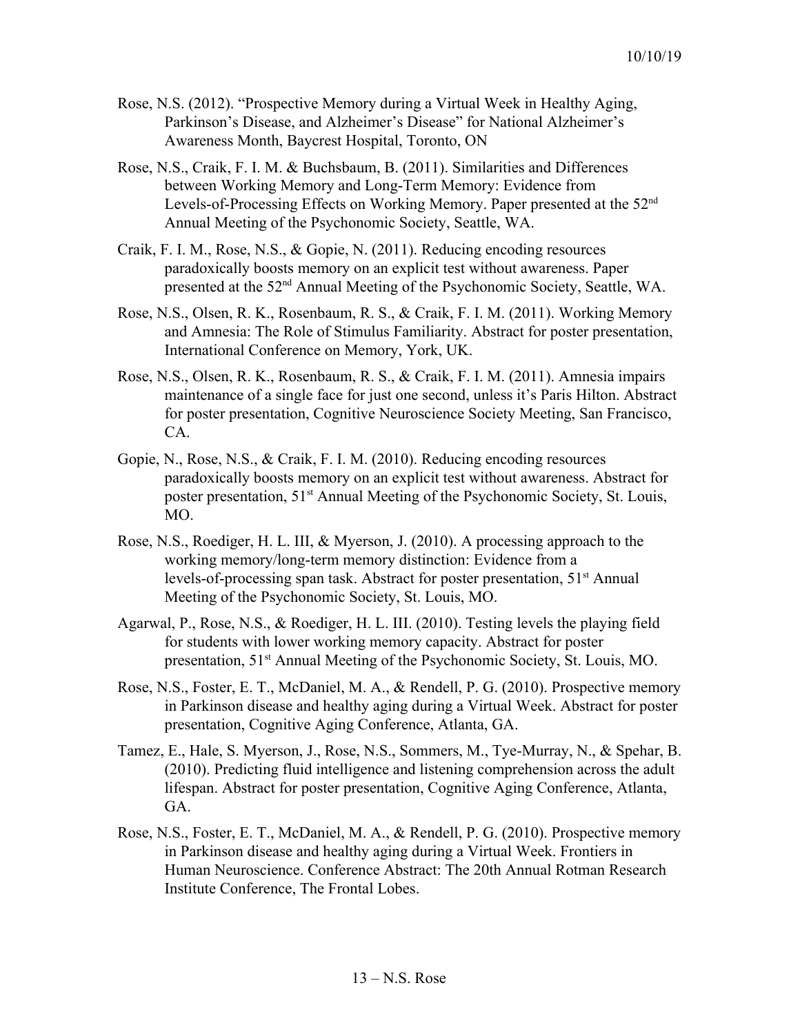Rose, N.S. (2012). “Prospective Memory during a Virtual Week in Healthy Aging, Parkinson’s Disease, and Alzheimer’s Disease” for National Alzheimer’s Awareness Month, Baycrest Hospital, Toronto, ON

Rose, N.S., Craik, F. I. M. & Buchsbaum, B. (2011). Similarities and Differences between Working Memory and Long-Term Memory: Evidence from Levels-of-Processing Effects on Working Memory. Paper presented at the 52nd Annual Meeting of the Psychonomic Society, Seattle, WA.

Craik, F. I. M., Rose, N.S., & Gopie, N. (2011). Reducing encoding resources paradoxically boosts memory on an explicit test without awareness. Paper presented at the 52nd Annual Meeting of the Psychonomic Society, Seattle, WA.

Rose, N.S., Olsen, R. K., Rosenbaum, R. S., & Craik, F. I. M. (2011). Working Memory and Amnesia: The Role of Stimulus Familiarity. Abstract for poster presentation, International Conference on Memory, York, UK.

Rose, N.S., Olsen, R. K., Rosenbaum, R. S., & Craik, F. I. M. (2011). Amnesia impairs maintenance of a single face for just one second, unless it’s Paris Hilton. Abstract for poster presentation, Cognitive Neuroscience Society Meeting, San Francisco, CA.

Gopie, N., Rose, N.S., & Craik, F. I. M. (2010). Reducing encoding resources paradoxically boosts memory on an explicit test without awareness. Abstract for poster presentation, 51st Annual Meeting of the Psychonomic Society, St. Louis, MO.

Rose, N.S., Roediger, H. L. III, & Myerson, J. (2010). A processing approach to the working memory/long-term memory distinction: Evidence from a levels-of-processing span task. Abstract for poster presentation, 51st Annual Meeting of the Psychonomic Society, St. Louis, MO.

Agarwal, P., Rose, N.S., & Roediger, H. L. III. (2010). Testing levels the playing field for students with lower working memory capacity. Abstract for poster presentation, 51st Annual Meeting of the Psychonomic Society, St. Louis, MO.

Rose, N.S., Foster, E. T., McDaniel, M. A., & Rendell, P. G. (2010). Prospective memory in Parkinson disease and healthy aging during a Virtual Week. Abstract for poster presentation, Cognitive Aging Conference, Atlanta, GA.

Tamez, E., Hale, S. Myerson, J., Rose, N.S., Sommers, M., Tye-Murray, N., & Spehar, B. (2010). Predicting fluid intelligence and listening comprehension across the adult lifespan. Abstract for poster presentation, Cognitive Aging Conference, Atlanta, GA.

Rose, N.S., Foster, E. T., McDaniel, M. A., & Rendell, P. G. (2010). Prospective memory in Parkinson disease and healthy aging during a Virtual Week. Frontiers in Human Neuroscience. Conference Abstract: The 20th Annual Rotman Research Institute Conference, The Frontal Lobes.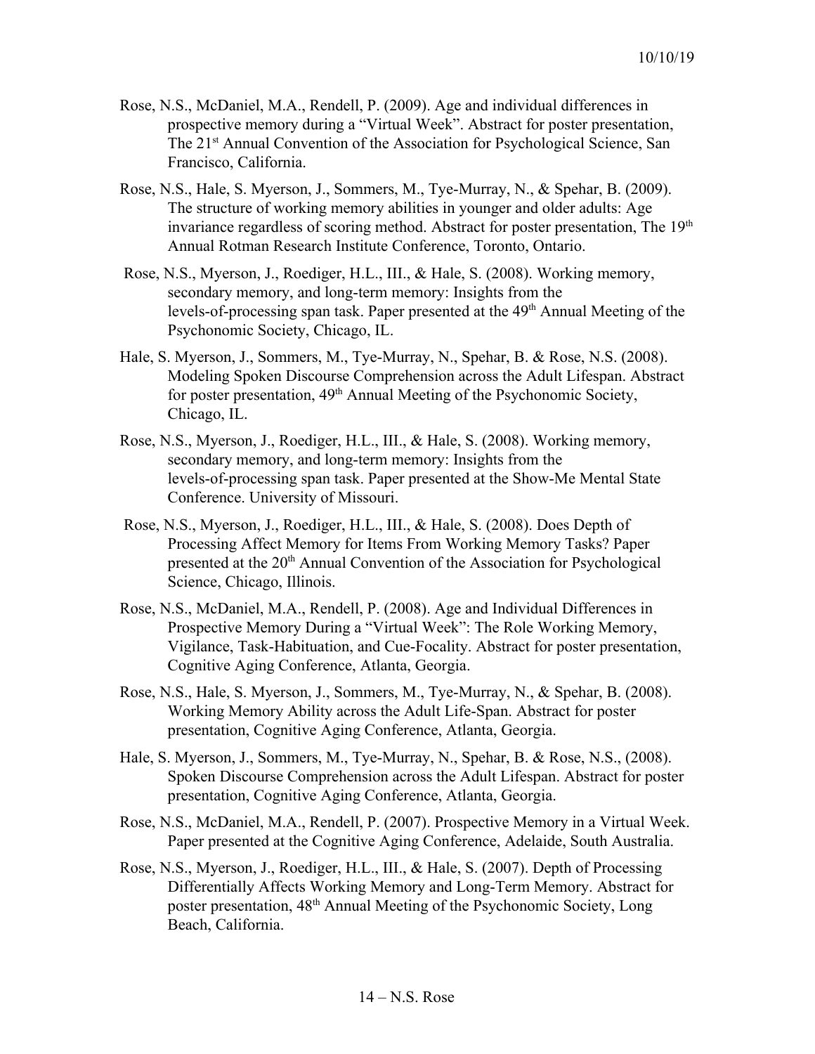Rose, N.S., McDaniel, M.A., Rendell, P. (2009). Age and individual differences in prospective memory during a "Virtual Week". Abstract for poster presentation, The 21st Annual Convention of the Association for Psychological Science, San Francisco, California.

Rose, N.S., Hale, S. Myerson, J., Sommers, M., Tye-Murray, N., & Spehar, B. (2009). The structure of working memory abilities in younger and older adults: Age invariance regardless of scoring method. Abstract for poster presentation, The 19th Annual Rotman Research Institute Conference, Toronto, Ontario.

Rose, N.S., Myerson, J., Roediger, H.L., III., & Hale, S. (2008). Working memory, secondary memory, and long-term memory: Insights from the levels-of-processing span task. Paper presented at the 49th Annual Meeting of the Psychonomic Society, Chicago, IL.

Hale, S. Myerson, J., Sommers, M., Tye-Murray, N., Spehar, B. & Rose, N.S. (2008). Modeling Spoken Discourse Comprehension across the Adult Lifespan. Abstract for poster presentation, 49th Annual Meeting of the Psychonomic Society, Chicago, IL.

Rose, N.S., Myerson, J., Roediger, H.L., III., & Hale, S. (2008). Working memory, secondary memory, and long-term memory: Insights from the levels-of-processing span task. Paper presented at the Show-Me Mental State Conference. University of Missouri.

Rose, N.S., Myerson, J., Roediger, H.L., III., & Hale, S. (2008). Does Depth of Processing Affect Memory for Items From Working Memory Tasks? Paper presented at the 20th Annual Convention of the Association for Psychological Science, Chicago, Illinois.

Rose, N.S., McDaniel, M.A., Rendell, P. (2008). Age and Individual Differences in Prospective Memory During a "Virtual Week": The Role Working Memory, Vigilance, Task-Habituation, and Cue-Focality. Abstract for poster presentation, Cognitive Aging Conference, Atlanta, Georgia.

Rose, N.S., Hale, S. Myerson, J., Sommers, M., Tye-Murray, N., & Spehar, B. (2008). Working Memory Ability across the Adult Life-Span. Abstract for poster presentation, Cognitive Aging Conference, Atlanta, Georgia.

Hale, S. Myerson, J., Sommers, M., Tye-Murray, N., Spehar, B. & Rose, N.S., (2008). Spoken Discourse Comprehension across the Adult Lifespan. Abstract for poster presentation, Cognitive Aging Conference, Atlanta, Georgia.

Rose, N.S., McDaniel, M.A., Rendell, P. (2007). Prospective Memory in a Virtual Week. Paper presented at the Cognitive Aging Conference, Adelaide, South Australia.

Rose, N.S., Myerson, J., Roediger, H.L., III., & Hale, S. (2007). Depth of Processing Differentially Affects Working Memory and Long-Term Memory. Abstract for poster presentation, 48th Annual Meeting of the Psychonomic Society, Long Beach, California.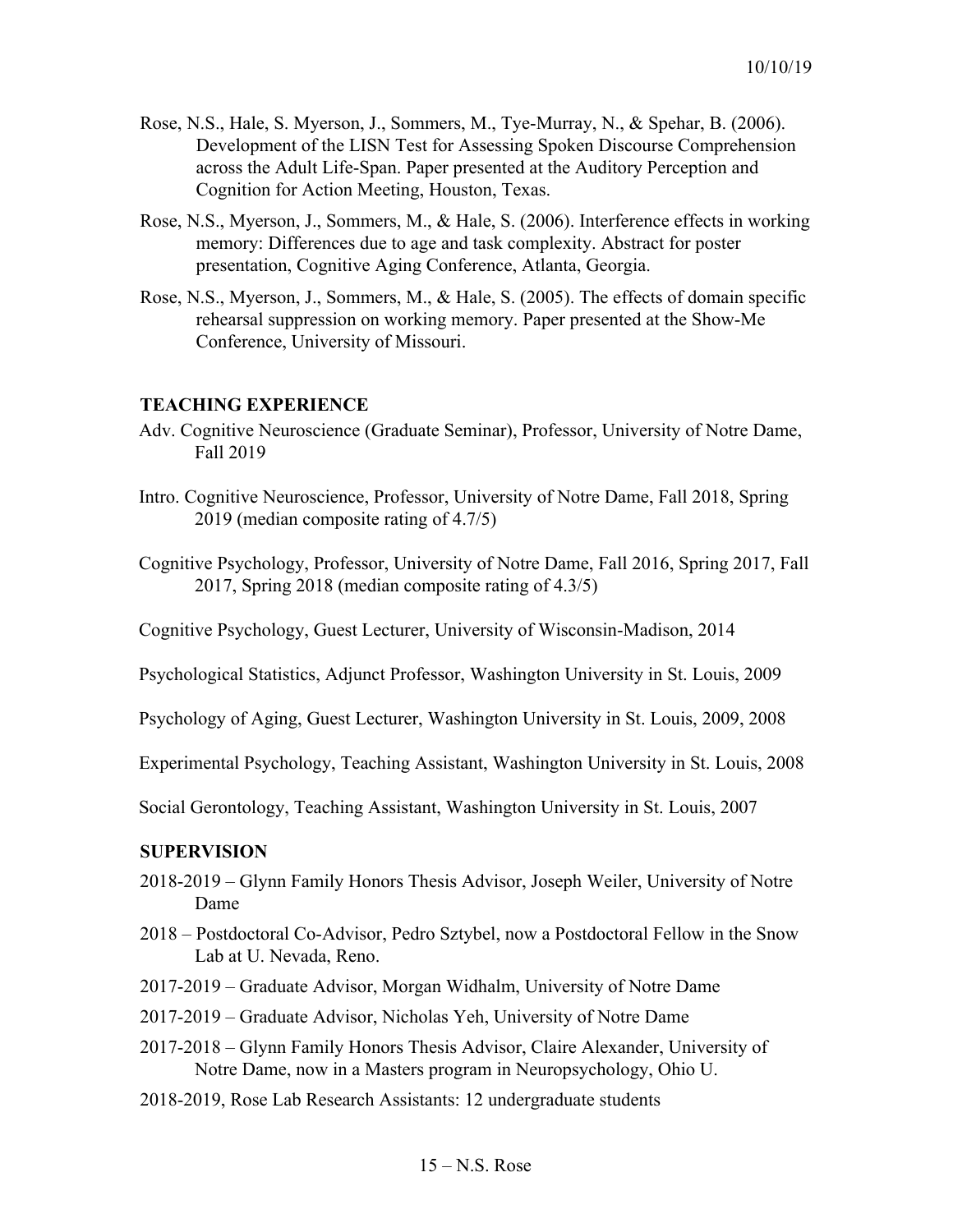Rose, N.S., Hale, S. Myerson, J., Sommers, M., Tye-Murray, N., & Spehar, B. (2006). Development of the LISN Test for Assessing Spoken Discourse Comprehension across the Adult Life-Span. Paper presented at the Auditory Perception and Cognition for Action Meeting, Houston, Texas.

Rose, N.S., Myerson, J., Sommers, M., & Hale, S. (2006). Interference effects in working memory: Differences due to age and task complexity. Abstract for poster presentation, Cognitive Aging Conference, Atlanta, Georgia.

Rose, N.S., Myerson, J., Sommers, M., & Hale, S. (2005). The effects of domain specific rehearsal suppression on working memory. Paper presented at the Show-Me Conference, University of Missouri.

## TEACHING EXPERIENCE

Adv. Cognitive Neuroscience (Graduate Seminar), Professor, University of Notre Dame, Fall 2019

Intro. Cognitive Neuroscience, Professor, University of Notre Dame, Fall 2018, Spring 2019 (median composite rating of 4.7/5)

Cognitive Psychology, Professor, University of Notre Dame, Fall 2016, Spring 2017, Fall 2017, Spring 2018 (median composite rating of 4.3/5)

Cognitive Psychology, Guest Lecturer, University of Wisconsin-Madison, 2014

Psychological Statistics, Adjunct Professor, Washington University in St. Louis, 2009

Psychology of Aging, Guest Lecturer, Washington University in St. Louis, 2009, 2008

Experimental Psychology, Teaching Assistant, Washington University in St. Louis, 2008

Social Gerontology, Teaching Assistant, Washington University in St. Louis, 2007

## SUPERVISION

2018-2019 – Glynn Family Honors Thesis Advisor, Joseph Weiler, University of Notre Dame

2018 – Postdoctoral Co-Advisor, Pedro Sztybel, now a Postdoctoral Fellow in the Snow Lab at U. Nevada, Reno.

2017-2019 – Graduate Advisor, Morgan Widhalm, University of Notre Dame

2017-2019 – Graduate Advisor, Nicholas Yeh, University of Notre Dame

2017-2018 – Glynn Family Honors Thesis Advisor, Claire Alexander, University of Notre Dame, now in a Masters program in Neuropsychology, Ohio U.

2018-2019, Rose Lab Research Assistants: 12 undergraduate students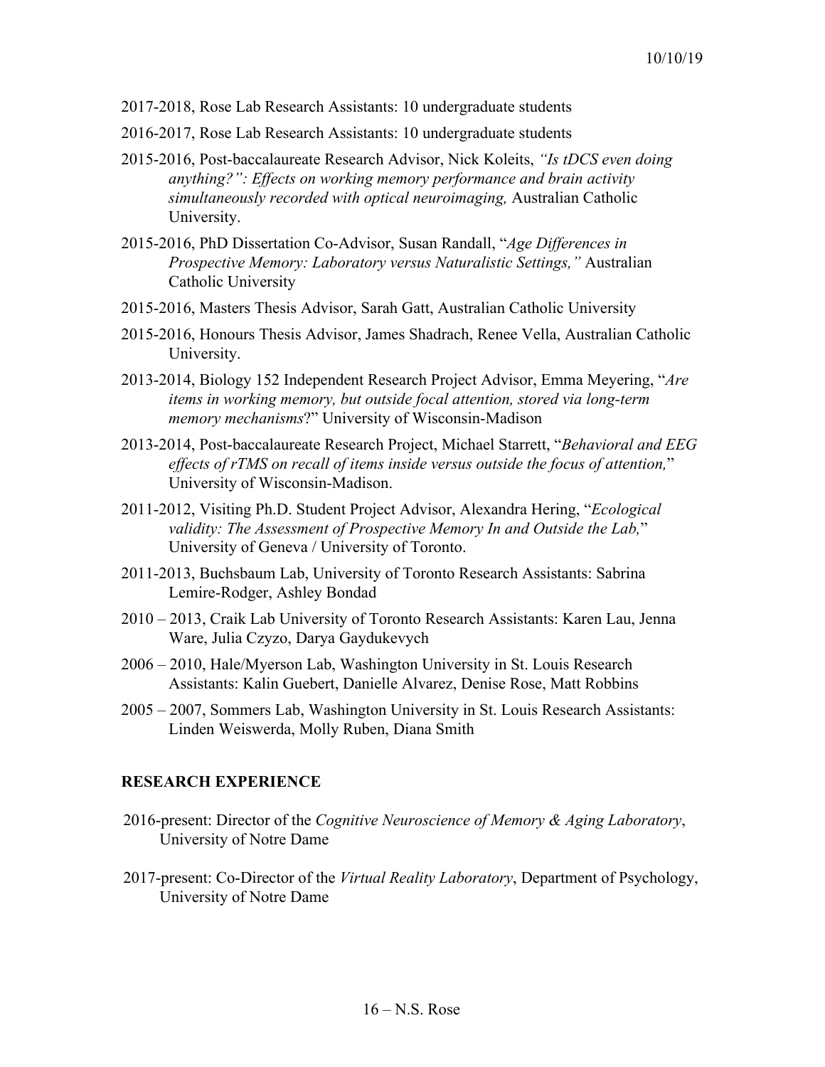2017-2018, Rose Lab Research Assistants: 10 undergraduate students

2016-2017, Rose Lab Research Assistants: 10 undergraduate students

2015-2016, Post-baccalaureate Research Advisor, Nick Koleits, *"Is tDCS even doing anything?": Effects on working memory performance and brain activity simultaneously recorded with optical neuroimaging,* Australian Catholic University.

2015-2016, PhD Dissertation Co-Advisor, Susan Randall, "*Age Differences in Prospective Memory: Laboratory versus Naturalistic Settings,"* Australian Catholic University

2015-2016, Masters Thesis Advisor, Sarah Gatt, Australian Catholic University

2015-2016, Honours Thesis Advisor, James Shadrach, Renee Vella, Australian Catholic University.

2013-2014, Biology 152 Independent Research Project Advisor, Emma Meyering, "*Are items in working memory, but outside focal attention, stored via long-term memory mechanisms*?" University of Wisconsin-Madison

2013-2014, Post-baccalaureate Research Project, Michael Starrett, "*Behavioral and EEG effects of rTMS on recall of items inside versus outside the focus of attention,*" University of Wisconsin-Madison.

2011-2012, Visiting Ph.D. Student Project Advisor, Alexandra Hering, "*Ecological validity: The Assessment of Prospective Memory In and Outside the Lab,*" University of Geneva / University of Toronto.

2011-2013, Buchsbaum Lab, University of Toronto Research Assistants: Sabrina Lemire-Rodger, Ashley Bondad

2010 – 2013, Craik Lab University of Toronto Research Assistants: Karen Lau, Jenna Ware, Julia Czyzo, Darya Gaydukevych

2006 – 2010, Hale/Myerson Lab, Washington University in St. Louis Research Assistants: Kalin Guebert, Danielle Alvarez, Denise Rose, Matt Robbins

2005 – 2007, Sommers Lab, Washington University in St. Louis Research Assistants: Linden Weiswerda, Molly Ruben, Diana Smith

## RESEARCH EXPERIENCE

2016-present: Director of the *Cognitive Neuroscience of Memory & Aging Laboratory*, University of Notre Dame

2017-present: Co-Director of the *Virtual Reality Laboratory*, Department of Psychology, University of Notre Dame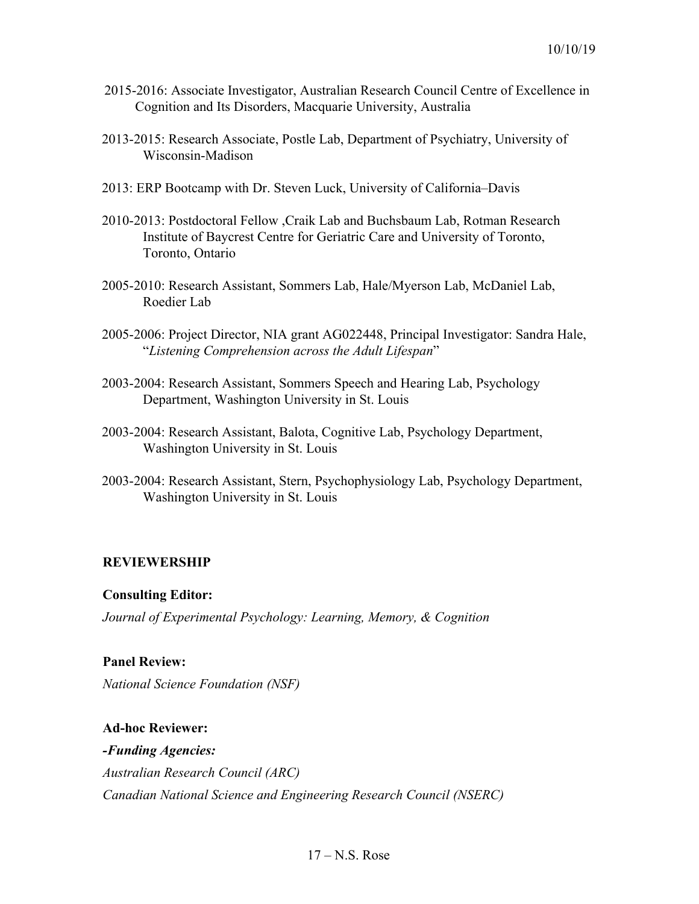2015-2016: Associate Investigator, Australian Research Council Centre of Excellence in Cognition and Its Disorders, Macquarie University, Australia

2013-2015: Research Associate, Postle Lab, Department of Psychiatry, University of Wisconsin-Madison

2013: ERP Bootcamp with Dr. Steven Luck, University of California–Davis

2010-2013: Postdoctoral Fellow ,Craik Lab and Buchsbaum Lab, Rotman Research Institute of Baycrest Centre for Geriatric Care and University of Toronto, Toronto, Ontario

2005-2010: Research Assistant, Sommers Lab, Hale/Myerson Lab, McDaniel Lab, Roedier Lab

2005-2006: Project Director, NIA grant AG022448, Principal Investigator: Sandra Hale, "*Listening Comprehension across the Adult Lifespan*"

2003-2004: Research Assistant, Sommers Speech and Hearing Lab, Psychology Department, Washington University in St. Louis

2003-2004: Research Assistant, Balota, Cognitive Lab, Psychology Department, Washington University in St. Louis

2003-2004: Research Assistant, Stern, Psychophysiology Lab, Psychology Department, Washington University in St. Louis

## REVIEWERSHIP

**Consulting Editor:**

*Journal of Experimental Psychology: Learning, Memory, & Cognition*

**Panel Review:**

*National Science Foundation (NSF)*

**Ad-hoc Reviewer:**

***-Funding Agencies:***

*Australian Research Council (ARC)*

*Canadian National Science and Engineering Research Council (NSERC)*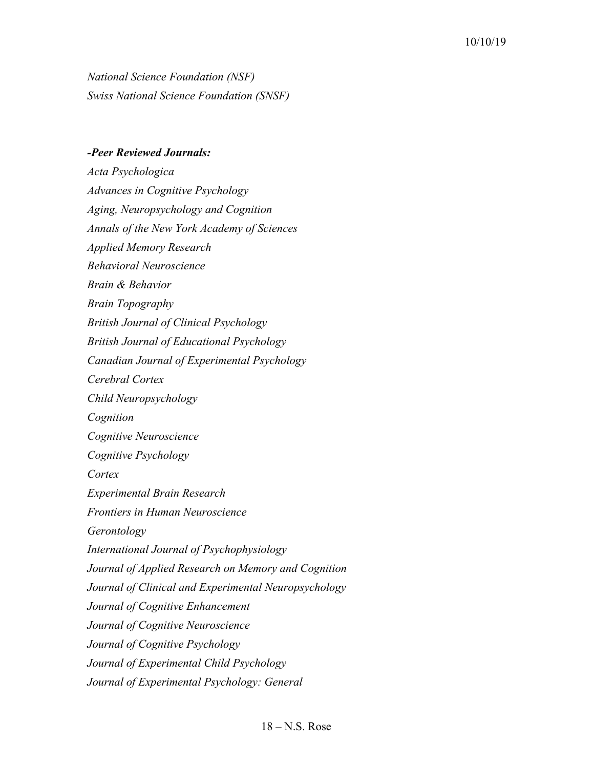*National Science Foundation (NSF)*
*Swiss National Science Foundation (SNSF)*

***-Peer Reviewed Journals:***

*Acta Psychologica*
*Advances in Cognitive Psychology*
*Aging, Neuropsychology and Cognition*
*Annals of the New York Academy of Sciences*
*Applied Memory Research*
*Behavioral Neuroscience*
*Brain & Behavior*
*Brain Topography*
*British Journal of Clinical Psychology*
*British Journal of Educational Psychology*
*Canadian Journal of Experimental Psychology*
*Cerebral Cortex*
*Child Neuropsychology*
*Cognition*
*Cognitive Neuroscience*
*Cognitive Psychology*
*Cortex*
*Experimental Brain Research*
*Frontiers in Human Neuroscience*
*Gerontology*
*International Journal of Psychophysiology*
*Journal of Applied Research on Memory and Cognition*
*Journal of Clinical and Experimental Neuropsychology*
*Journal of Cognitive Enhancement*
*Journal of Cognitive Neuroscience*
*Journal of Cognitive Psychology*
*Journal of Experimental Child Psychology*
*Journal of Experimental Psychology: General*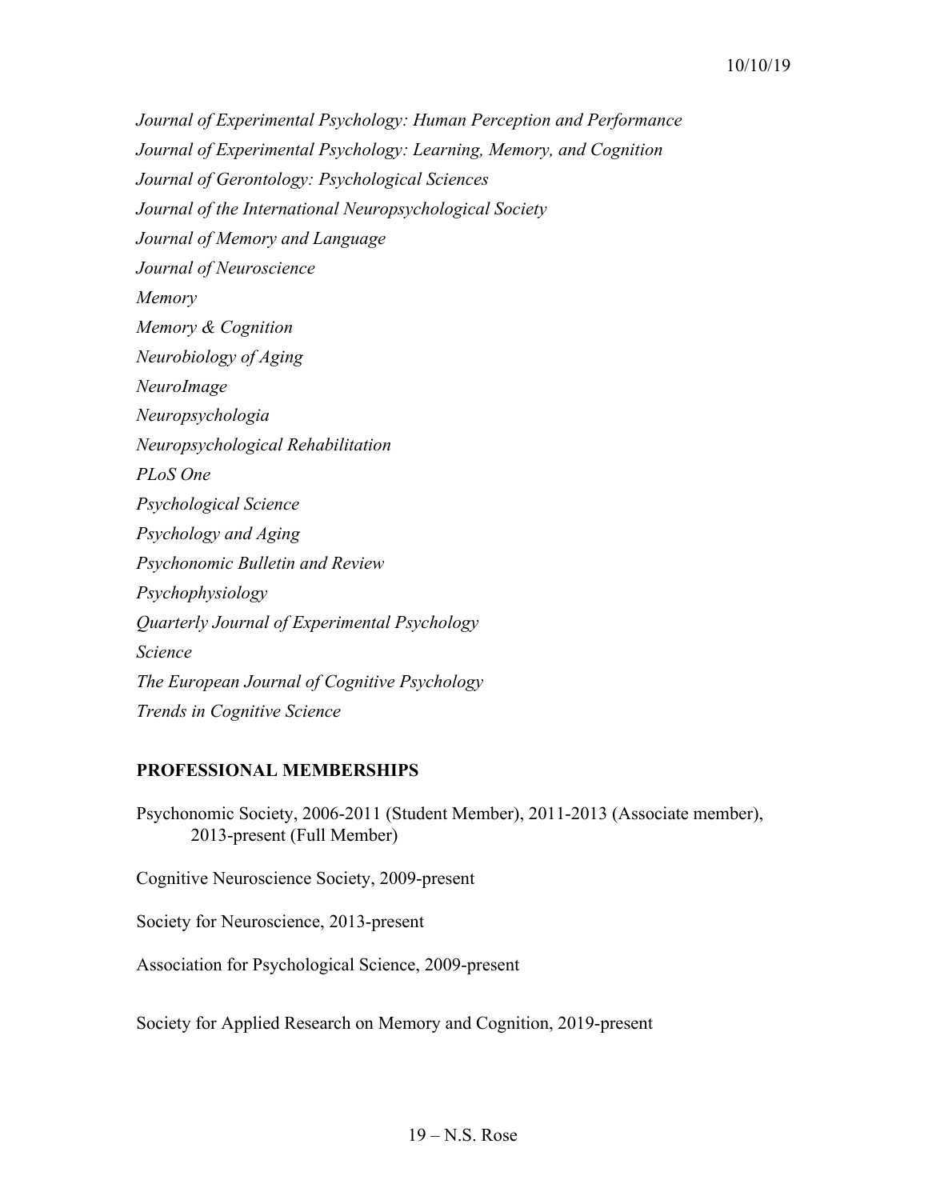*Journal of Experimental Psychology: Human Perception and Performance*

*Journal of Experimental Psychology: Learning, Memory, and Cognition*

*Journal of Gerontology: Psychological Sciences*

*Journal of the International Neuropsychological Society*

*Journal of Memory and Language*

*Journal of Neuroscience*

*Memory*

*Memory & Cognition*

*Neurobiology of Aging*

*NeuroImage*

*Neuropsychologia*

*Neuropsychological Rehabilitation*

*PLoS One*

*Psychological Science*

*Psychology and Aging*

*Psychonomic Bulletin and Review*

*Psychophysiology*

*Quarterly Journal of Experimental Psychology*

*Science*

*The European Journal of Cognitive Psychology*

*Trends in Cognitive Science*

## PROFESSIONAL MEMBERSHIPS

Psychonomic Society, 2006-2011 (Student Member), 2011-2013 (Associate member), 2013-present (Full Member)

Cognitive Neuroscience Society, 2009-present

Society for Neuroscience, 2013-present

Association for Psychological Science, 2009-present

Society for Applied Research on Memory and Cognition, 2019-present